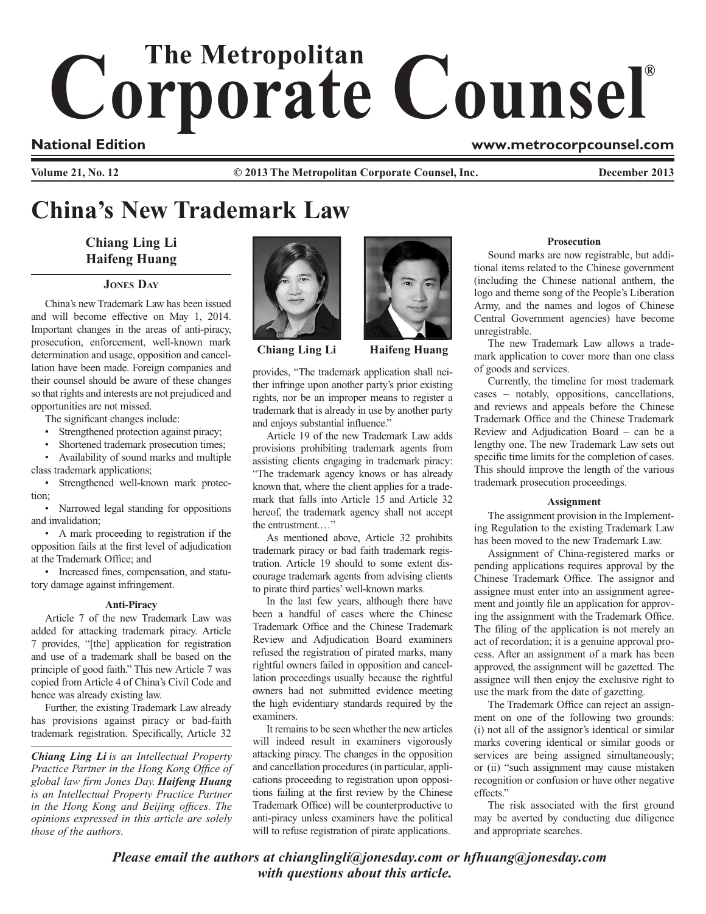# The Metropolitan Corporate Counsel®

**National Edition** www.metrocorpcounsel.com

**Volume 21, No. 12** © 2013 The Metropolitan Corporate Counsel, Inc. **December 2013**

# China's New Trademark Law

**Chiang Ling Li**
**Haifeng Huang**

**JONES DAY**

China's new Trademark Law has been issued and will become effective on May 1, 2014. Important changes in the areas of anti-piracy, prosecution, enforcement, well-known mark determination and usage, opposition and cancellation have been made. Foreign companies and their counsel should be aware of these changes so that rights and interests are not prejudiced and opportunities are not missed.

The significant changes include:

- Strengthened protection against piracy;
- Shortened trademark prosecution times;
- Availability of sound marks and multiple class trademark applications;
- Strengthened well-known mark protection;
- Narrowed legal standing for oppositions and invalidation;
- A mark proceeding to registration if the opposition fails at the first level of adjudication at the Trademark Office; and
- Increased fines, compensation, and statutory damage against infringement.

### Anti-Piracy

Article 7 of the new Trademark Law was added for attacking trademark piracy. Article 7 provides, "[the] application for registration and use of a trademark shall be based on the principle of good faith." This new Article 7 was copied from Article 4 of China's Civil Code and hence was already existing law.

Further, the existing Trademark Law already has provisions against piracy or bad-faith trademark registration. Specifically, Article 32 provides, "The trademark application shall neither infringe upon another party's prior existing rights, nor be an improper means to register a trademark that is already in use by another party and enjoys substantial influence."

Article 19 of the new Trademark Law adds provisions prohibiting trademark agents from assisting clients engaging in trademark piracy: "The trademark agency knows or has already known that, where the client applies for a trademark that falls into Article 15 and Article 32 hereof, the trademark agency shall not accept the entrustment.…"

As mentioned above, Article 32 prohibits trademark piracy or bad faith trademark registration. Article 19 should to some extent discourage trademark agents from advising clients to pirate third parties' well-known marks.

In the last few years, although there have been a handful of cases where the Chinese Trademark Office and the Chinese Trademark Review and Adjudication Board examiners refused the registration of pirated marks, many rightful owners failed in opposition and cancellation proceedings usually because the rightful owners had not submitted evidence meeting the high evidentiary standards required by the examiners.

It remains to be seen whether the new articles will indeed result in examiners vigorously attacking piracy. The changes in the opposition and cancellation procedures (in particular, applications proceeding to registration upon oppositions failing at the first review by the Chinese Trademark Office) will be counterproductive to anti-piracy unless examiners have the political will to refuse registration of pirate applications.

### Prosecution

Sound marks are now registrable, but additional items related to the Chinese government (including the Chinese national anthem, the logo and theme song of the People's Liberation Army, and the names and logos of Chinese Central Government agencies) have become unregistrable.

The new Trademark Law allows a trademark application to cover more than one class of goods and services.

Currently, the timeline for most trademark cases – notably, oppositions, cancellations, and reviews and appeals before the Chinese Trademark Office and the Chinese Trademark Review and Adjudication Board – can be a lengthy one. The new Trademark Law sets out specific time limits for the completion of cases. This should improve the length of the various trademark prosecution proceedings.

### Assignment

The assignment provision in the Implementing Regulation to the existing Trademark Law has been moved to the new Trademark Law.

Assignment of China-registered marks or pending applications requires approval by the Chinese Trademark Office. The assignor and assignee must enter into an assignment agreement and jointly file an application for approving the assignment with the Trademark Office. The filing of the application is not merely an act of recordation; it is a genuine approval process. After an assignment of a mark has been approved, the assignment will be gazetted. The assignee will then enjoy the exclusive right to use the mark from the date of gazetting.

The Trademark Office can reject an assignment on one of the following two grounds: (i) not all of the assignor's identical or similar marks covering identical or similar goods or services are being assigned simultaneously; or (ii) "such assignment may cause mistaken recognition or confusion or have other negative effects."

The risk associated with the first ground may be averted by conducting due diligence and appropriate searches.

---

***Chiang Ling Li** is an Intellectual Property Practice Partner in the Hong Kong Office of global law firm Jones Day. **Haifeng Huang** is an Intellectual Property Practice Partner in the Hong Kong and Beijing offices. The opinions expressed in this article are solely those of the authors.*

Chiang Ling Li    Haifeng Huang

***Please email the authors at chianglingli@jonesday.com or hfhuang@jonesday.com with questions about this article.***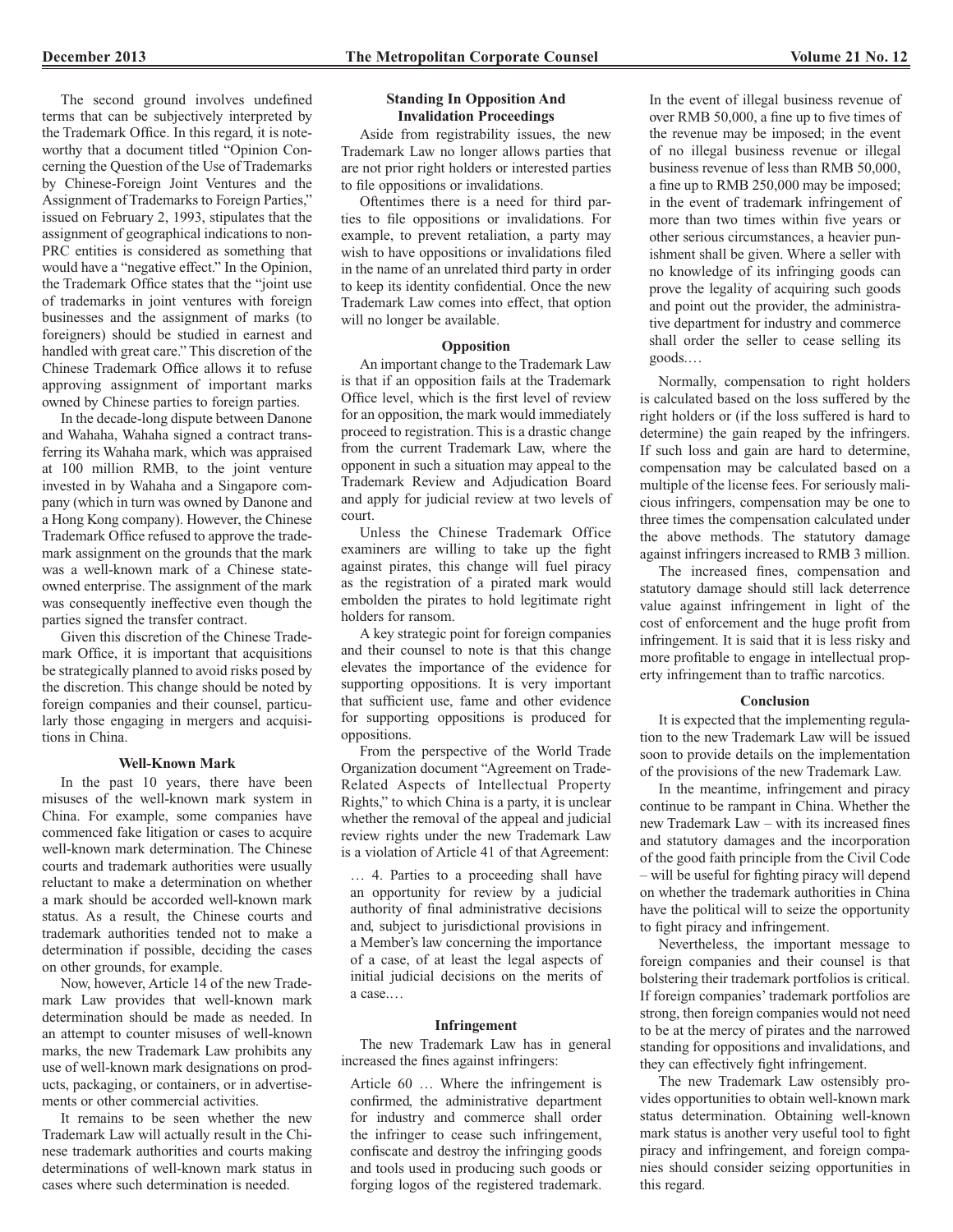The second ground involves undefined terms that can be subjectively interpreted by the Trademark Office. In this regard, it is noteworthy that a document titled "Opinion Concerning the Question of the Use of Trademarks by Chinese-Foreign Joint Ventures and the Assignment of Trademarks to Foreign Parties," issued on February 2, 1993, stipulates that the assignment of geographical indications to non-PRC entities is considered as something that would have a "negative effect." In the Opinion, the Trademark Office states that the "joint use of trademarks in joint ventures with foreign businesses and the assignment of marks (to foreigners) should be studied in earnest and handled with great care." This discretion of the Chinese Trademark Office allows it to refuse approving assignment of important marks owned by Chinese parties to foreign parties.

In the decade-long dispute between Danone and Wahaha, Wahaha signed a contract transferring its Wahaha mark, which was appraised at 100 million RMB, to the joint venture invested in by Wahaha and a Singapore company (which in turn was owned by Danone and a Hong Kong company). However, the Chinese Trademark Office refused to approve the trademark assignment on the grounds that the mark was a well-known mark of a Chinese state-owned enterprise. The assignment of the mark was consequently ineffective even though the parties signed the transfer contract.

Given this discretion of the Chinese Trademark Office, it is important that acquisitions be strategically planned to avoid risks posed by the discretion. This change should be noted by foreign companies and their counsel, particularly those engaging in mergers and acquisitions in China.

### Well-Known Mark

In the past 10 years, there have been misuses of the well-known mark system in China. For example, some companies have commenced fake litigation or cases to acquire well-known mark determination. The Chinese courts and trademark authorities were usually reluctant to make a determination on whether a mark should be accorded well-known mark status. As a result, the Chinese courts and trademark authorities tended not to make a determination if possible, deciding the cases on other grounds, for example.

Now, however, Article 14 of the new Trademark Law provides that well-known mark determination should be made as needed. In an attempt to counter misuses of well-known marks, the new Trademark Law prohibits any use of well-known mark designations on products, packaging, or containers, or in advertisements or other commercial activities.

It remains to be seen whether the new Trademark Law will actually result in the Chinese trademark authorities and courts making determinations of well-known mark status in cases where such determination is needed.

### Standing In Opposition And Invalidation Proceedings

Aside from registrability issues, the new Trademark Law no longer allows parties that are not prior right holders or interested parties to file oppositions or invalidations.

Oftentimes there is a need for third parties to file oppositions or invalidations. For example, to prevent retaliation, a party may wish to have oppositions or invalidations filed in the name of an unrelated third party in order to keep its identity confidential. Once the new Trademark Law comes into effect, that option will no longer be available.

### Opposition

An important change to the Trademark Law is that if an opposition fails at the Trademark Office level, which is the first level of review for an opposition, the mark would immediately proceed to registration. This is a drastic change from the current Trademark Law, where the opponent in such a situation may appeal to the Trademark Review and Adjudication Board and apply for judicial review at two levels of court.

Unless the Chinese Trademark Office examiners are willing to take up the fight against pirates, this change will fuel piracy as the registration of a pirated mark would embolden the pirates to hold legitimate right holders for ransom.

A key strategic point for foreign companies and their counsel to note is that this change elevates the importance of the evidence for supporting oppositions. It is very important that sufficient use, fame and other evidence for supporting oppositions is produced for oppositions.

From the perspective of the World Trade Organization document "Agreement on Trade-Related Aspects of Intellectual Property Rights," to which China is a party, it is unclear whether the removal of the appeal and judicial review rights under the new Trademark Law is a violation of Article 41 of that Agreement:

> … 4. Parties to a proceeding shall have an opportunity for review by a judicial authority of final administrative decisions and, subject to jurisdictional provisions in a Member's law concerning the importance of a case, of at least the legal aspects of initial judicial decisions on the merits of a case.…

### Infringement

The new Trademark Law has in general increased the fines against infringers:

> Article 60 … Where the infringement is confirmed, the administrative department for industry and commerce shall order the infringer to cease such infringement, confiscate and destroy the infringing goods and tools used in producing such goods or forging logos of the registered trademark. In the event of illegal business revenue of over RMB 50,000, a fine up to five times of the revenue may be imposed; in the event of no illegal business revenue or illegal business revenue of less than RMB 50,000, a fine up to RMB 250,000 may be imposed; in the event of trademark infringement of more than two times within five years or other serious circumstances, a heavier punishment shall be given. Where a seller with no knowledge of its infringing goods can prove the legality of acquiring such goods and point out the provider, the administrative department for industry and commerce shall order the seller to cease selling its goods.…

Normally, compensation to right holders is calculated based on the loss suffered by the right holders or (if the loss suffered is hard to determine) the gain reaped by the infringers. If such loss and gain are hard to determine, compensation may be calculated based on a multiple of the license fees. For seriously malicious infringers, compensation may be one to three times the compensation calculated under the above methods. The statutory damage against infringers increased to RMB 3 million.

The increased fines, compensation and statutory damage should still lack deterrence value against infringement in light of the cost of enforcement and the huge profit from infringement. It is said that it is less risky and more profitable to engage in intellectual property infringement than to traffic narcotics.

### Conclusion

It is expected that the implementing regulation to the new Trademark Law will be issued soon to provide details on the implementation of the provisions of the new Trademark Law.

In the meantime, infringement and piracy continue to be rampant in China. Whether the new Trademark Law – with its increased fines and statutory damages and the incorporation of the good faith principle from the Civil Code – will be useful for fighting piracy will depend on whether the trademark authorities in China have the political will to seize the opportunity to fight piracy and infringement.

Nevertheless, the important message to foreign companies and their counsel is that bolstering their trademark portfolios is critical. If foreign companies' trademark portfolios are strong, then foreign companies would not need to be at the mercy of pirates and the narrowed standing for oppositions and invalidations, and they can effectively fight infringement.

The new Trademark Law ostensibly provides opportunities to obtain well-known mark status determination. Obtaining well-known mark status is another very useful tool to fight piracy and infringement, and foreign companies should consider seizing opportunities in this regard.